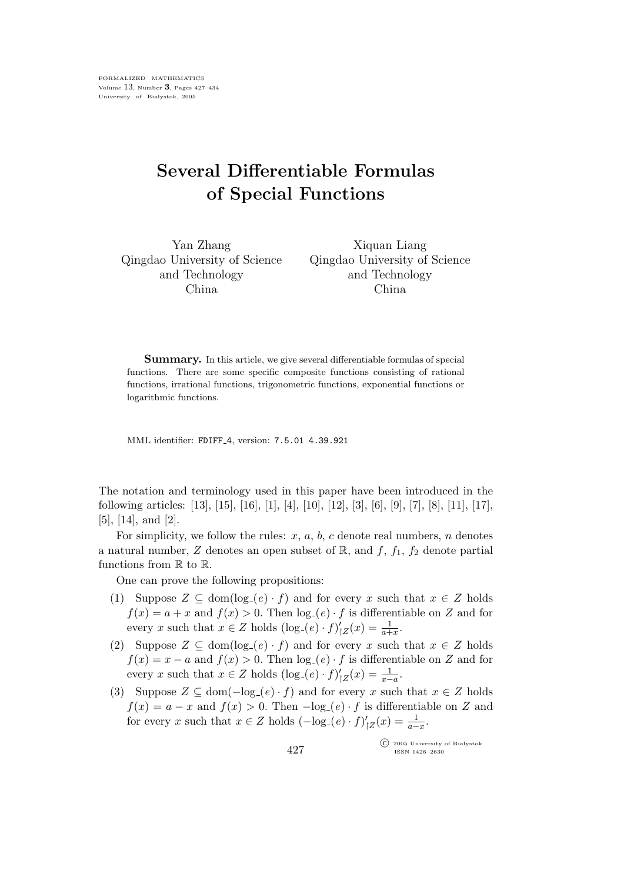# Several Differentiable Formulas of Special Functions

Yan Zhang
Qingdao University of Science and Technology
China

Xiquan Liang
Qingdao University of Science and Technology
China

**Summary.** In this article, we give several differentiable formulas of special functions. There are some specific composite functions consisting of rational functions, irrational functions, trigonometric functions, exponential functions or logarithmic functions.

MML identifier: FDIFF_4, version: 7.5.01 4.39.921

The notation and terminology used in this paper have been introduced in the following articles: [13], [15], [16], [1], [4], [10], [12], [3], [6], [9], [7], [8], [11], [17], [5], [14], and [2].

For simplicity, we follow the rules: $x$, $a$, $b$, $c$ denote real numbers, $n$ denotes a natural number, $Z$ denotes an open subset of $\mathbb{R}$, and $f$, $f_1$, $f_2$ denote partial functions from $\mathbb{R}$ to $\mathbb{R}$.

One can prove the following propositions:

(1) Suppose $Z \subseteq \mathrm{dom}(\log\_(e) \cdot f)$ and for every $x$ such that $x \in Z$ holds $f(x) = a + x$ and $f(x) > 0$. Then $\log\_(e) \cdot f$ is differentiable on $Z$ and for every $x$ such that $x \in Z$ holds $(\log\_(e) \cdot f)'_{\restriction Z}(x) = \frac{1}{a+x}$.

(2) Suppose $Z \subseteq \mathrm{dom}(\log\_(e) \cdot f)$ and for every $x$ such that $x \in Z$ holds $f(x) = x - a$ and $f(x) > 0$. Then $\log\_(e) \cdot f$ is differentiable on $Z$ and for every $x$ such that $x \in Z$ holds $(\log\_(e) \cdot f)'_{\restriction Z}(x) = \frac{1}{x-a}$.

(3) Suppose $Z \subseteq \mathrm{dom}(-\log\_(e) \cdot f)$ and for every $x$ such that $x \in Z$ holds $f(x) = a - x$ and $f(x) > 0$. Then $-\log\_(e) \cdot f$ is differentiable on $Z$ and for every $x$ such that $x \in Z$ holds $(-\log\_(e) \cdot f)'_{\restriction Z}(x) = \frac{1}{a-x}$.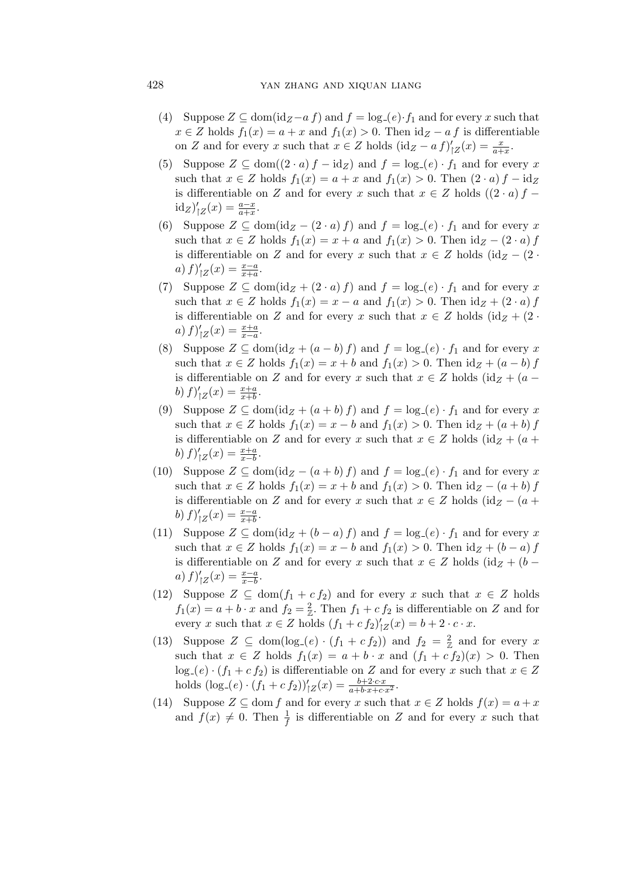(4) Suppose $Z \subseteq \mathrm{dom}(\mathrm{id}_Z - a\, f)$ and $f = \log\_(e) \cdot f_1$ and for every $x$ such that $x \in Z$ holds $f_1(x) = a + x$ and $f_1(x) > 0$. Then $\mathrm{id}_Z - a\, f$ is differentiable on $Z$ and for every $x$ such that $x \in Z$ holds $(\mathrm{id}_Z - a\, f)'_{\restriction Z}(x) = \frac{x}{a+x}$.

(5) Suppose $Z \subseteq \mathrm{dom}((2 \cdot a)\, f - \mathrm{id}_Z)$ and $f = \log\_(e) \cdot f_1$ and for every $x$ such that $x \in Z$ holds $f_1(x) = a + x$ and $f_1(x) > 0$. Then $(2 \cdot a)\, f - \mathrm{id}_Z$ is differentiable on $Z$ and for every $x$ such that $x \in Z$ holds $((2 \cdot a)\, f - \mathrm{id}_Z)'_{\restriction Z}(x) = \frac{a-x}{a+x}$.

(6) Suppose $Z \subseteq \mathrm{dom}(\mathrm{id}_Z - (2 \cdot a)\, f)$ and $f = \log\_(e) \cdot f_1$ and for every $x$ such that $x \in Z$ holds $f_1(x) = x + a$ and $f_1(x) > 0$. Then $\mathrm{id}_Z - (2 \cdot a)\, f$ is differentiable on $Z$ and for every $x$ such that $x \in Z$ holds $(\mathrm{id}_Z - (2 \cdot a)\, f)'_{\restriction Z}(x) = \frac{x-a}{x+a}$.

(7) Suppose $Z \subseteq \mathrm{dom}(\mathrm{id}_Z + (2 \cdot a)\, f)$ and $f = \log\_(e) \cdot f_1$ and for every $x$ such that $x \in Z$ holds $f_1(x) = x - a$ and $f_1(x) > 0$. Then $\mathrm{id}_Z + (2 \cdot a)\, f$ is differentiable on $Z$ and for every $x$ such that $x \in Z$ holds $(\mathrm{id}_Z + (2 \cdot a)\, f)'_{\restriction Z}(x) = \frac{x+a}{x-a}$.

(8) Suppose $Z \subseteq \mathrm{dom}(\mathrm{id}_Z + (a - b)\, f)$ and $f = \log\_(e) \cdot f_1$ and for every $x$ such that $x \in Z$ holds $f_1(x) = x + b$ and $f_1(x) > 0$. Then $\mathrm{id}_Z + (a - b)\, f$ is differentiable on $Z$ and for every $x$ such that $x \in Z$ holds $(\mathrm{id}_Z + (a - b)\, f)'_{\restriction Z}(x) = \frac{x+a}{x+b}$.

(9) Suppose $Z \subseteq \mathrm{dom}(\mathrm{id}_Z + (a + b)\, f)$ and $f = \log\_(e) \cdot f_1$ and for every $x$ such that $x \in Z$ holds $f_1(x) = x - b$ and $f_1(x) > 0$. Then $\mathrm{id}_Z + (a + b)\, f$ is differentiable on $Z$ and for every $x$ such that $x \in Z$ holds $(\mathrm{id}_Z + (a + b)\, f)'_{\restriction Z}(x) = \frac{x+a}{x-b}$.

(10) Suppose $Z \subseteq \mathrm{dom}(\mathrm{id}_Z - (a + b)\, f)$ and $f = \log\_(e) \cdot f_1$ and for every $x$ such that $x \in Z$ holds $f_1(x) = x + b$ and $f_1(x) > 0$. Then $\mathrm{id}_Z - (a + b)\, f$ is differentiable on $Z$ and for every $x$ such that $x \in Z$ holds $(\mathrm{id}_Z - (a + b)\, f)'_{\restriction Z}(x) = \frac{x-a}{x+b}$.

(11) Suppose $Z \subseteq \mathrm{dom}(\mathrm{id}_Z + (b - a)\, f)$ and $f = \log\_(e) \cdot f_1$ and for every $x$ such that $x \in Z$ holds $f_1(x) = x - b$ and $f_1(x) > 0$. Then $\mathrm{id}_Z + (b - a)\, f$ is differentiable on $Z$ and for every $x$ such that $x \in Z$ holds $(\mathrm{id}_Z + (b - a)\, f)'_{\restriction Z}(x) = \frac{x-a}{x-b}$.

(12) Suppose $Z \subseteq \mathrm{dom}(f_1 + c\, f_2)$ and for every $x$ such that $x \in Z$ holds $f_1(x) = a + b \cdot x$ and $f_2 = \frac{2}{\mathbb{Z}}$. Then $f_1 + c\, f_2$ is differentiable on $Z$ and for every $x$ such that $x \in Z$ holds $(f_1 + c\, f_2)'_{\restriction Z}(x) = b + 2 \cdot c \cdot x$.

(13) Suppose $Z \subseteq \mathrm{dom}(\log\_(e) \cdot (f_1 + c\, f_2))$ and $f_2 = \frac{2}{\mathbb{Z}}$ and for every $x$ such that $x \in Z$ holds $f_1(x) = a + b \cdot x$ and $(f_1 + c\, f_2)(x) > 0$. Then $\log\_(e) \cdot (f_1 + c\, f_2)$ is differentiable on $Z$ and for every $x$ such that $x \in Z$ holds $(\log\_(e) \cdot (f_1 + c\, f_2))'_{\restriction Z}(x) = \frac{b + 2 \cdot c \cdot x}{a + b \cdot x + c \cdot x^2}$.

(14) Suppose $Z \subseteq \mathrm{dom}\, f$ and for every $x$ such that $x \in Z$ holds $f(x) = a + x$ and $f(x) \neq 0$. Then $\frac{1}{f}$ is differentiable on $Z$ and for every $x$ such that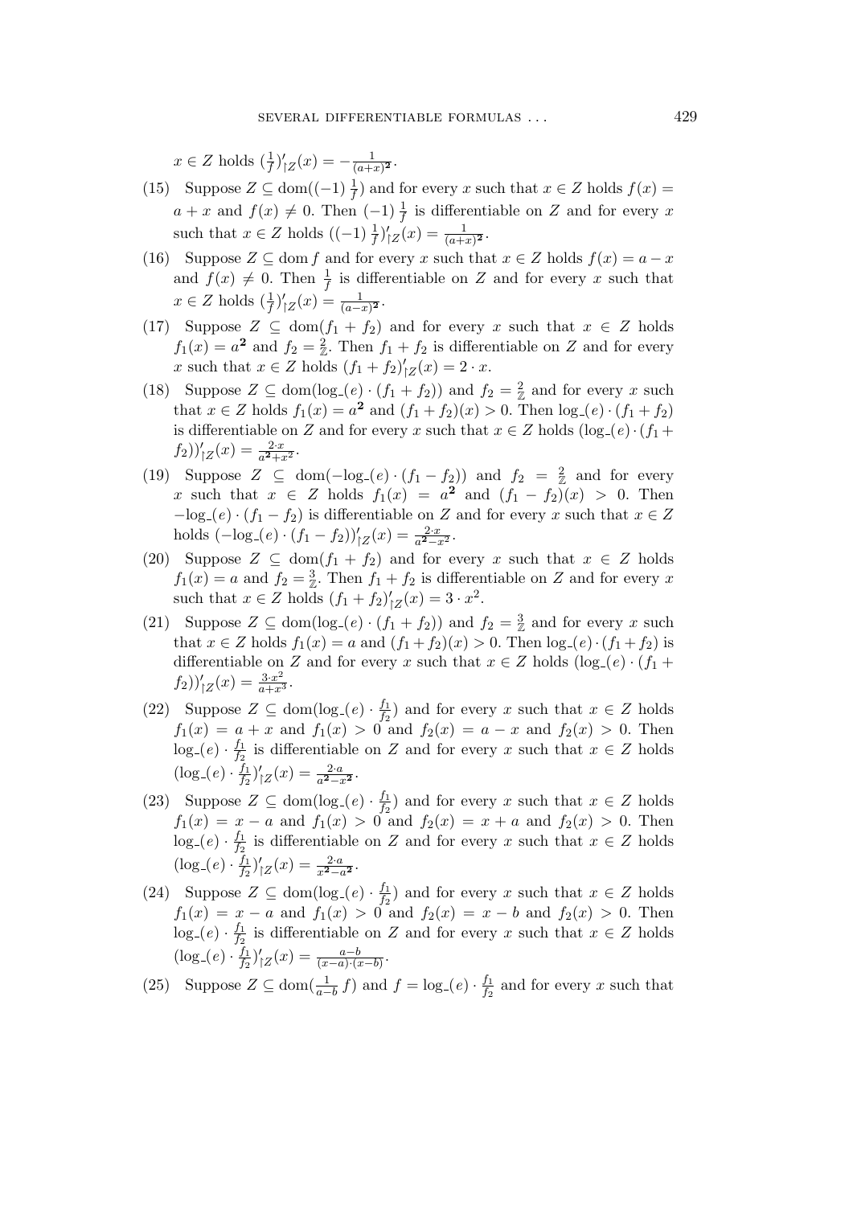$x \in Z$ holds $(\frac{1}{f})'_{\restriction Z}(x) = -\frac{1}{(a+x)^{\mathbf{2}}}$.

(15) Suppose $Z \subseteq \operatorname{dom}((-1)\,\frac{1}{f})$ and for every $x$ such that $x \in Z$ holds $f(x) = a + x$ and $f(x) \neq 0$. Then $(-1)\,\frac{1}{f}$ is differentiable on $Z$ and for every $x$ such that $x \in Z$ holds $((-1)\,\frac{1}{f})'_{\restriction Z}(x) = \frac{1}{(a+x)^{\mathbf{2}}}$.

(16) Suppose $Z \subseteq \operatorname{dom} f$ and for every $x$ such that $x \in Z$ holds $f(x) = a - x$ and $f(x) \neq 0$. Then $\frac{1}{f}$ is differentiable on $Z$ and for every $x$ such that $x \in Z$ holds $(\frac{1}{f})'_{\restriction Z}(x) = \frac{1}{(a-x)^{\mathbf{2}}}$.

(17) Suppose $Z \subseteq \operatorname{dom}(f_1 + f_2)$ and for every $x$ such that $x \in Z$ holds $f_1(x) = a^{\mathbf{2}}$ and $f_2 = \frac{2}{\mathbb{Z}}$. Then $f_1 + f_2$ is differentiable on $Z$ and for every $x$ such that $x \in Z$ holds $(f_1 + f_2)'_{\restriction Z}(x) = 2 \cdot x$.

(18) Suppose $Z \subseteq \operatorname{dom}(\log\_(e) \cdot (f_1 + f_2))$ and $f_2 = \frac{2}{\mathbb{Z}}$ and for every $x$ such that $x \in Z$ holds $f_1(x) = a^{\mathbf{2}}$ and $(f_1 + f_2)(x) > 0$. Then $\log\_(e) \cdot (f_1 + f_2)$ is differentiable on $Z$ and for every $x$ such that $x \in Z$ holds $(\log\_(e) \cdot (f_1 + f_2))'_{\restriction Z}(x) = \frac{2 \cdot x}{a^{\mathbf{2}} + x^2}$.

(19) Suppose $Z \subseteq \operatorname{dom}(-\log\_(e) \cdot (f_1 - f_2))$ and $f_2 = \frac{2}{\mathbb{Z}}$ and for every $x$ such that $x \in Z$ holds $f_1(x) = a^{\mathbf{2}}$ and $(f_1 - f_2)(x) > 0$. Then $-\log\_(e) \cdot (f_1 - f_2)$ is differentiable on $Z$ and for every $x$ such that $x \in Z$ holds $(-\log\_(e) \cdot (f_1 - f_2))'_{\restriction Z}(x) = \frac{2 \cdot x}{a^{\mathbf{2}} - x^{\mathbf{2}}}$.

(20) Suppose $Z \subseteq \operatorname{dom}(f_1 + f_2)$ and for every $x$ such that $x \in Z$ holds $f_1(x) = a$ and $f_2 = \frac{3}{\mathbb{Z}}$. Then $f_1 + f_2$ is differentiable on $Z$ and for every $x$ such that $x \in Z$ holds $(f_1 + f_2)'_{\restriction Z}(x) = 3 \cdot x^2$.

(21) Suppose $Z \subseteq \operatorname{dom}(\log\_(e) \cdot (f_1 + f_2))$ and $f_2 = \frac{3}{\mathbb{Z}}$ and for every $x$ such that $x \in Z$ holds $f_1(x) = a$ and $(f_1 + f_2)(x) > 0$. Then $\log\_(e) \cdot (f_1 + f_2)$ is differentiable on $Z$ and for every $x$ such that $x \in Z$ holds $(\log\_(e) \cdot (f_1 + f_2))'_{\restriction Z}(x) = \frac{3 \cdot x^2}{a + x^3}$.

(22) Suppose $Z \subseteq \operatorname{dom}(\log\_(e) \cdot \frac{f_1}{f_2})$ and for every $x$ such that $x \in Z$ holds $f_1(x) = a + x$ and $f_1(x) > 0$ and $f_2(x) = a - x$ and $f_2(x) > 0$. Then $\log\_(e) \cdot \frac{f_1}{f_2}$ is differentiable on $Z$ and for every $x$ such that $x \in Z$ holds $(\log\_(e) \cdot \frac{f_1}{f_2})'_{\restriction Z}(x) = \frac{2 \cdot a}{a^{\mathbf{2}} - x^{\mathbf{2}}}$.

(23) Suppose $Z \subseteq \operatorname{dom}(\log\_(e) \cdot \frac{f_1}{f_2})$ and for every $x$ such that $x \in Z$ holds $f_1(x) = x - a$ and $f_1(x) > 0$ and $f_2(x) = x + a$ and $f_2(x) > 0$. Then $\log\_(e) \cdot \frac{f_1}{f_2}$ is differentiable on $Z$ and for every $x$ such that $x \in Z$ holds $(\log\_(e) \cdot \frac{f_1}{f_2})'_{\restriction Z}(x) = \frac{2 \cdot a}{x^{\mathbf{2}} - a^{\mathbf{2}}}$.

(24) Suppose $Z \subseteq \operatorname{dom}(\log\_(e) \cdot \frac{f_1}{f_2})$ and for every $x$ such that $x \in Z$ holds $f_1(x) = x - a$ and $f_1(x) > 0$ and $f_2(x) = x - b$ and $f_2(x) > 0$. Then $\log\_(e) \cdot \frac{f_1}{f_2}$ is differentiable on $Z$ and for every $x$ such that $x \in Z$ holds $(\log\_(e) \cdot \frac{f_1}{f_2})'_{\restriction Z}(x) = \frac{a-b}{(x-a) \cdot (x-b)}$.

(25) Suppose $Z \subseteq \operatorname{dom}(\frac{1}{a-b}\,f)$ and $f = \log\_(e) \cdot \frac{f_1}{f_2}$ and for every $x$ such that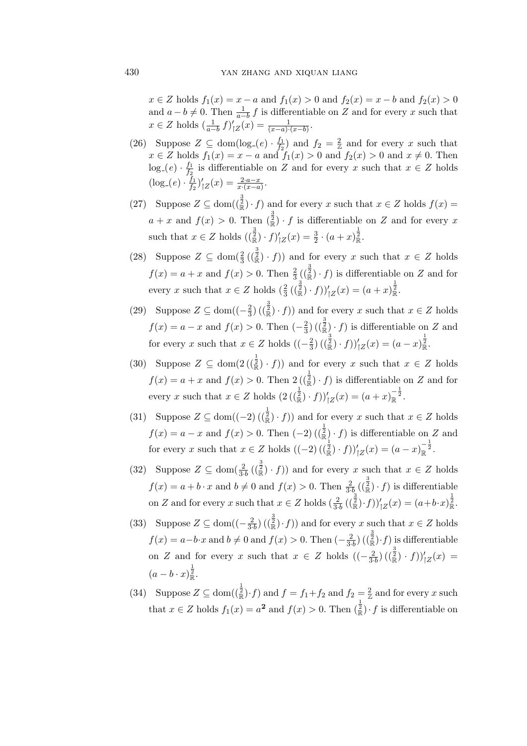$x \in Z$ holds $f_1(x) = x - a$ and $f_1(x) > 0$ and $f_2(x) = x - b$ and $f_2(x) > 0$ and $a - b \neq 0$. Then $\frac{1}{a-b} f$ is differentiable on $Z$ and for every $x$ such that $x \in Z$ holds $(\frac{1}{a-b} f)'_{\restriction Z}(x) = \frac{1}{(x-a)\cdot(x-b)}$.

(26) Suppose $Z \subseteq \mathrm{dom}(\log\_(e) \cdot \frac{f_1}{f_2})$ and $f_2 = \frac{2}{\mathbb{Z}}$ and for every $x$ such that $x \in Z$ holds $f_1(x) = x - a$ and $f_1(x) > 0$ and $f_2(x) > 0$ and $x \neq 0$. Then $\log\_(e) \cdot \frac{f_1}{f_2}$ is differentiable on $Z$ and for every $x$ such that $x \in Z$ holds $(\log\_(e) \cdot \frac{f_1}{f_2})'_{\restriction Z}(x) = \frac{2\cdot a - x}{x\cdot(x-a)}$.

(27) Suppose $Z \subseteq \mathrm{dom}((^{\frac{3}{2}}_{\mathbb{R}}) \cdot f)$ and for every $x$ such that $x \in Z$ holds $f(x) = a + x$ and $f(x) > 0$. Then $(^{\frac{3}{2}}_{\mathbb{R}}) \cdot f$ is differentiable on $Z$ and for every $x$ such that $x \in Z$ holds $((^{\frac{3}{2}}_{\mathbb{R}}) \cdot f)'_{\restriction Z}(x) = \frac{3}{2} \cdot (a + x)^{\frac{1}{2}}_{\mathbb{R}}$.

(28) Suppose $Z \subseteq \mathrm{dom}(\frac{2}{3}\,((^{\frac{3}{2}}_{\mathbb{R}}) \cdot f))$ and for every $x$ such that $x \in Z$ holds $f(x) = a + x$ and $f(x) > 0$. Then $\frac{2}{3}\,((^{\frac{3}{2}}_{\mathbb{R}}) \cdot f)$ is differentiable on $Z$ and for every $x$ such that $x \in Z$ holds $(\frac{2}{3}\,((^{\frac{3}{2}}_{\mathbb{R}}) \cdot f))'_{\restriction Z}(x) = (a + x)^{\frac{1}{2}}_{\mathbb{R}}$.

(29) Suppose $Z \subseteq \mathrm{dom}((-\frac{2}{3})\,((^{\frac{3}{2}}_{\mathbb{R}}) \cdot f))$ and for every $x$ such that $x \in Z$ holds $f(x) = a - x$ and $f(x) > 0$. Then $(-\frac{2}{3})\,((^{\frac{3}{2}}_{\mathbb{R}}) \cdot f)$ is differentiable on $Z$ and for every $x$ such that $x \in Z$ holds $((-\frac{2}{3})\,((^{\frac{3}{2}}_{\mathbb{R}}) \cdot f))'_{\restriction Z}(x) = (a - x)^{\frac{1}{2}}_{\mathbb{R}}$.

(30) Suppose $Z \subseteq \mathrm{dom}(2\,((^{\frac{1}{2}}_{\mathbb{R}}) \cdot f))$ and for every $x$ such that $x \in Z$ holds $f(x) = a + x$ and $f(x) > 0$. Then $2\,((^{\frac{1}{2}}_{\mathbb{R}}) \cdot f)$ is differentiable on $Z$ and for every $x$ such that $x \in Z$ holds $(2\,((^{\frac{1}{2}}_{\mathbb{R}}) \cdot f))'_{\restriction Z}(x) = (a + x)^{-\frac{1}{2}}_{\mathbb{R}}$.

(31) Suppose $Z \subseteq \mathrm{dom}((-2)\,((^{\frac{1}{2}}_{\mathbb{R}}) \cdot f))$ and for every $x$ such that $x \in Z$ holds $f(x) = a - x$ and $f(x) > 0$. Then $(-2)\,((^{\frac{1}{2}}_{\mathbb{R}}) \cdot f)$ is differentiable on $Z$ and for every $x$ such that $x \in Z$ holds $((-2)\,((^{\frac{1}{2}}_{\mathbb{R}}) \cdot f))'_{\restriction Z}(x) = (a - x)^{-\frac{1}{2}}_{\mathbb{R}}$.

(32) Suppose $Z \subseteq \mathrm{dom}(\frac{2}{3\cdot b}\,((^{\frac{3}{2}}_{\mathbb{R}}) \cdot f))$ and for every $x$ such that $x \in Z$ holds $f(x) = a + b \cdot x$ and $b \neq 0$ and $f(x) > 0$. Then $\frac{2}{3\cdot b}\,((^{\frac{3}{2}}_{\mathbb{R}}) \cdot f)$ is differentiable on $Z$ and for every $x$ such that $x \in Z$ holds $(\frac{2}{3\cdot b}\,((^{\frac{3}{2}}_{\mathbb{R}}) \cdot f))'_{\restriction Z}(x) = (a + b \cdot x)^{\frac{1}{2}}_{\mathbb{R}}$.

(33) Suppose $Z \subseteq \mathrm{dom}((-\frac{2}{3\cdot b})\,((^{\frac{3}{2}}_{\mathbb{R}}) \cdot f))$ and for every $x$ such that $x \in Z$ holds $f(x) = a - b \cdot x$ and $b \neq 0$ and $f(x) > 0$. Then $(-\frac{2}{3\cdot b})\,((^{\frac{3}{2}}_{\mathbb{R}}) \cdot f)$ is differentiable on $Z$ and for every $x$ such that $x \in Z$ holds $((-\frac{2}{3\cdot b})\,((^{\frac{3}{2}}_{\mathbb{R}}) \cdot f))'_{\restriction Z}(x) = (a - b \cdot x)^{\frac{1}{2}}_{\mathbb{R}}$.

(34) Suppose $Z \subseteq \mathrm{dom}((^{\frac{1}{2}}_{\mathbb{R}}) \cdot f)$ and $f = f_1 + f_2$ and $f_2 = \frac{2}{\mathbb{Z}}$ and for every $x$ such that $x \in Z$ holds $f_1(x) = a^{\mathbf{2}}$ and $f(x) > 0$. Then $(^{\frac{1}{2}}_{\mathbb{R}}) \cdot f$ is differentiable on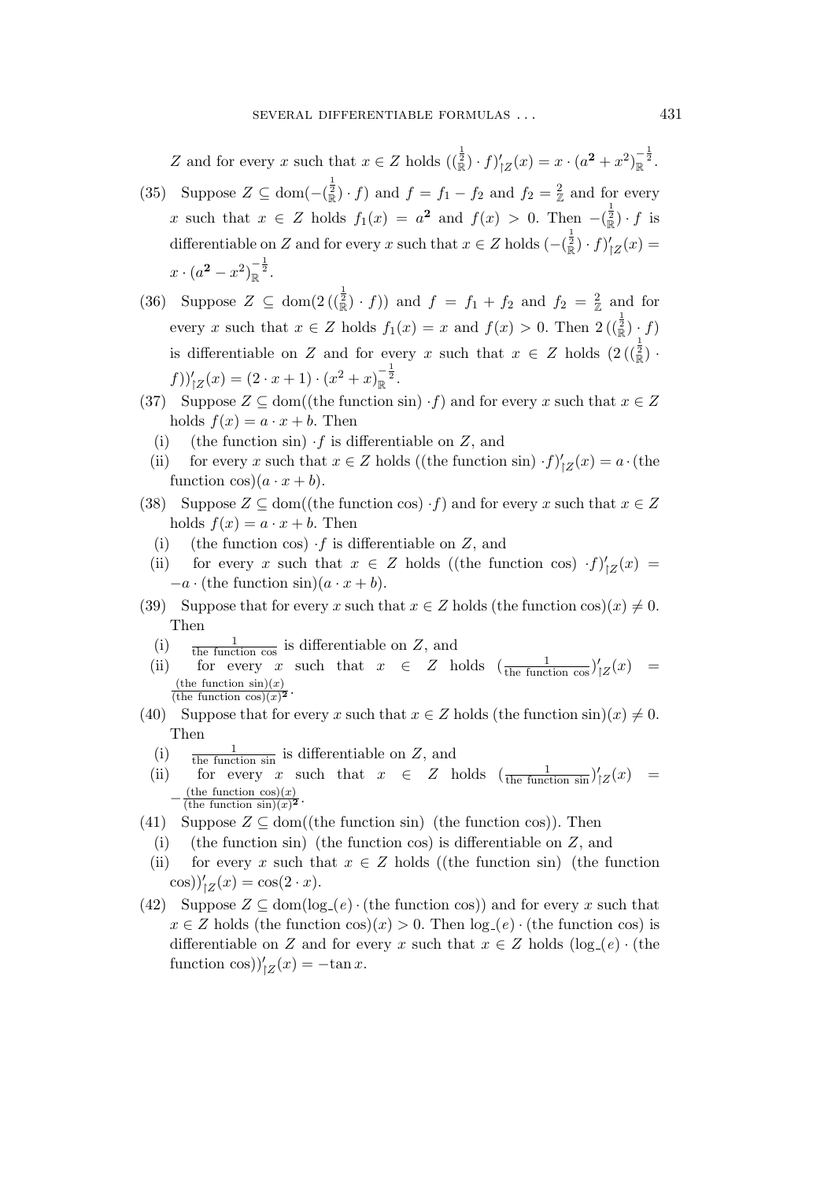$Z$ and for every $x$ such that $x \in Z$ holds $((^{\frac{1}{2}}_{\mathbb{R}}) \cdot f)'_{\restriction Z}(x) = x \cdot (a^{\mathbf{2}} + x^2)_{\mathbb{R}}^{-\frac{1}{2}}$.

(35) Suppose $Z \subseteq \mathrm{dom}(-(^{\frac{1}{2}}_{\mathbb{R}}) \cdot f)$ and $f = f_1 - f_2$ and $f_2 = {}^{2}_{\mathbb{Z}}$ and for every $x$ such that $x \in Z$ holds $f_1(x) = a^{\mathbf{2}}$ and $f(x) > 0$. Then $-(^{\frac{1}{2}}_{\mathbb{R}}) \cdot f$ is differentiable on $Z$ and for every $x$ such that $x \in Z$ holds $(-(^{\frac{1}{2}}_{\mathbb{R}}) \cdot f)'_{\restriction Z}(x) = x \cdot (a^{\mathbf{2}} - x^2)_{\mathbb{R}}^{-\frac{1}{2}}$.

(36) Suppose $Z \subseteq \mathrm{dom}(2\,((^{\frac{1}{2}}_{\mathbb{R}}) \cdot f))$ and $f = f_1 + f_2$ and $f_2 = {}^{2}_{\mathbb{Z}}$ and for every $x$ such that $x \in Z$ holds $f_1(x) = x$ and $f(x) > 0$. Then $2\,((^{\frac{1}{2}}_{\mathbb{R}}) \cdot f)$ is differentiable on $Z$ and for every $x$ such that $x \in Z$ holds $(2\,((^{\frac{1}{2}}_{\mathbb{R}}) \cdot f))'_{\restriction Z}(x) = (2 \cdot x + 1) \cdot (x^2 + x)_{\mathbb{R}}^{-\frac{1}{2}}$.

(37) Suppose $Z \subseteq \mathrm{dom}((\text{the function sin}) \cdot f)$ and for every $x$ such that $x \in Z$ holds $f(x) = a \cdot x + b$. Then
  (i) (the function sin) $\cdot f$ is differentiable on $Z$, and
  (ii) for every $x$ such that $x \in Z$ holds $((\text{the function sin}) \cdot f)'_{\restriction Z}(x) = a \cdot (\text{the function cos})(a \cdot x + b)$.

(38) Suppose $Z \subseteq \mathrm{dom}((\text{the function cos}) \cdot f)$ and for every $x$ such that $x \in Z$ holds $f(x) = a \cdot x + b$. Then
  (i) (the function cos) $\cdot f$ is differentiable on $Z$, and
  (ii) for every $x$ such that $x \in Z$ holds $((\text{the function cos}) \cdot f)'_{\restriction Z}(x) = -a \cdot (\text{the function sin})(a \cdot x + b)$.

(39) Suppose that for every $x$ such that $x \in Z$ holds (the function cos)$(x) \neq 0$. Then
  (i) $\frac{1}{\text{the function cos}}$ is differentiable on $Z$, and
  (ii) for every $x$ such that $x \in Z$ holds $(\frac{1}{\text{the function cos}})'_{\restriction Z}(x) = \frac{(\text{the function sin})(x)}{(\text{the function cos})(x)^{\mathbf{2}}}$.

(40) Suppose that for every $x$ such that $x \in Z$ holds (the function sin)$(x) \neq 0$. Then
  (i) $\frac{1}{\text{the function sin}}$ is differentiable on $Z$, and
  (ii) for every $x$ such that $x \in Z$ holds $(\frac{1}{\text{the function sin}})'_{\restriction Z}(x) = -\frac{(\text{the function cos})(x)}{(\text{the function sin})(x)^{\mathbf{2}}}$.

(41) Suppose $Z \subseteq \mathrm{dom}((\text{the function sin})\ (\text{the function cos}))$. Then
  (i) (the function sin) (the function cos) is differentiable on $Z$, and
  (ii) for every $x$ such that $x \in Z$ holds $((\text{the function sin})\ (\text{the function cos}))'_{\restriction Z}(x) = \cos(2 \cdot x)$.

(42) Suppose $Z \subseteq \mathrm{dom}(\log\_(e) \cdot (\text{the function cos}))$ and for every $x$ such that $x \in Z$ holds (the function cos)$(x) > 0$. Then $\log\_(e) \cdot$ (the function cos) is differentiable on $Z$ and for every $x$ such that $x \in Z$ holds $(\log\_(e) \cdot (\text{the function cos}))'_{\restriction Z}(x) = -\tan x$.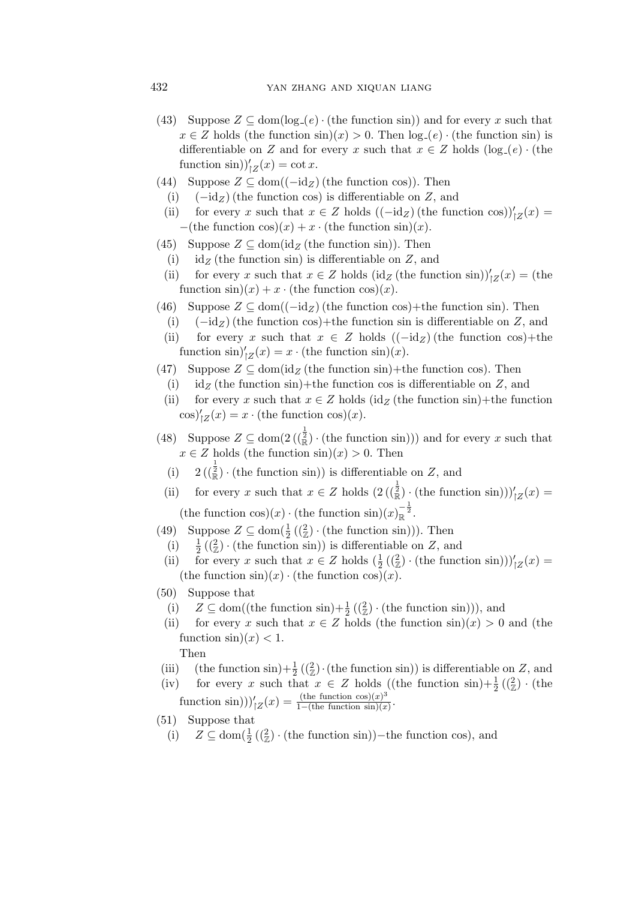(43) Suppose $Z \subseteq \mathrm{dom}(\log\_(e) \cdot (\text{the function sin}))$ and for every $x$ such that $x \in Z$ holds $(\text{the function sin})(x) > 0$. Then $\log\_(e) \cdot (\text{the function sin})$ is differentiable on $Z$ and for every $x$ such that $x \in Z$ holds $(\log\_(e) \cdot (\text{the function sin}))'_{\restriction Z}(x) = \cot x$.

(44) Suppose $Z \subseteq \mathrm{dom}((-\mathrm{id}_Z)\,(\text{the function cos}))$. Then

  (i) $(-\mathrm{id}_Z)\,(\text{the function cos})$ is differentiable on $Z$, and

  (ii) for every $x$ such that $x \in Z$ holds $((-\mathrm{id}_Z)\,(\text{the function cos}))'_{\restriction Z}(x) = -(\text{the function cos})(x) + x \cdot (\text{the function sin})(x)$.

(45) Suppose $Z \subseteq \mathrm{dom}(\mathrm{id}_Z\,(\text{the function sin}))$. Then

  (i) $\mathrm{id}_Z\,(\text{the function sin})$ is differentiable on $Z$, and

  (ii) for every $x$ such that $x \in Z$ holds $(\mathrm{id}_Z\,(\text{the function sin}))'_{\restriction Z}(x) = (\text{the function sin})(x) + x \cdot (\text{the function cos})(x)$.

(46) Suppose $Z \subseteq \mathrm{dom}((-\mathrm{id}_Z)\,(\text{the function cos}) + \text{the function sin})$. Then

  (i) $(-\mathrm{id}_Z)\,(\text{the function cos}) + \text{the function sin}$ is differentiable on $Z$, and

  (ii) for every $x$ such that $x \in Z$ holds $((-\mathrm{id}_Z)\,(\text{the function cos}) + \text{the function sin})'_{\restriction Z}(x) = x \cdot (\text{the function sin})(x)$.

(47) Suppose $Z \subseteq \mathrm{dom}(\mathrm{id}_Z\,(\text{the function sin}) + \text{the function cos})$. Then

  (i) $\mathrm{id}_Z\,(\text{the function sin}) + \text{the function cos}$ is differentiable on $Z$, and

  (ii) for every $x$ such that $x \in Z$ holds $(\mathrm{id}_Z\,(\text{the function sin}) + \text{the function cos})'_{\restriction Z}(x) = x \cdot (\text{the function cos})(x)$.

(48) Suppose $Z \subseteq \mathrm{dom}(2\,((\frac{1}{2}_{\mathbb{R}}) \cdot (\text{the function sin})))$ and for every $x$ such that $x \in Z$ holds $(\text{the function sin})(x) > 0$. Then

  (i) $2\,((\frac{1}{2}_{\mathbb{R}}) \cdot (\text{the function sin}))$ is differentiable on $Z$, and

  (ii) for every $x$ such that $x \in Z$ holds $(2\,((\frac{1}{2}_{\mathbb{R}}) \cdot (\text{the function sin})))'_{\restriction Z}(x) = (\text{the function cos})(x) \cdot (\text{the function sin})(x)_{\mathbb{R}}^{-\frac{1}{2}}$.

(49) Suppose $Z \subseteq \mathrm{dom}(\frac{1}{2}\,((^2_{\mathbb{Z}}) \cdot (\text{the function sin})))$. Then

  (i) $\frac{1}{2}\,((^2_{\mathbb{Z}}) \cdot (\text{the function sin}))$ is differentiable on $Z$, and

  (ii) for every $x$ such that $x \in Z$ holds $(\frac{1}{2}\,((^2_{\mathbb{Z}}) \cdot (\text{the function sin})))'_{\restriction Z}(x) = (\text{the function sin})(x) \cdot (\text{the function cos})(x)$.

(50) Suppose that

  (i) $Z \subseteq \mathrm{dom}((\text{the function sin}) + \frac{1}{2}\,((^2_{\mathbb{Z}}) \cdot (\text{the function sin})))$, and

  (ii) for every $x$ such that $x \in Z$ holds $(\text{the function sin})(x) > 0$ and $(\text{the function sin})(x) < 1$.

  Then

  (iii) $(\text{the function sin}) + \frac{1}{2}\,((^2_{\mathbb{Z}}) \cdot (\text{the function sin}))$ is differentiable on $Z$, and

  (iv) for every $x$ such that $x \in Z$ holds $((\text{the function sin}) + \frac{1}{2}\,((^2_{\mathbb{Z}}) \cdot (\text{the function sin})))'_{\restriction Z}(x) = \frac{(\text{the function cos})(x)^3}{1 - (\text{the function sin})(x)}$.

(51) Suppose that

  (i) $Z \subseteq \mathrm{dom}(\frac{1}{2}\,((^2_{\mathbb{Z}}) \cdot (\text{the function sin})) - \text{the function cos})$, and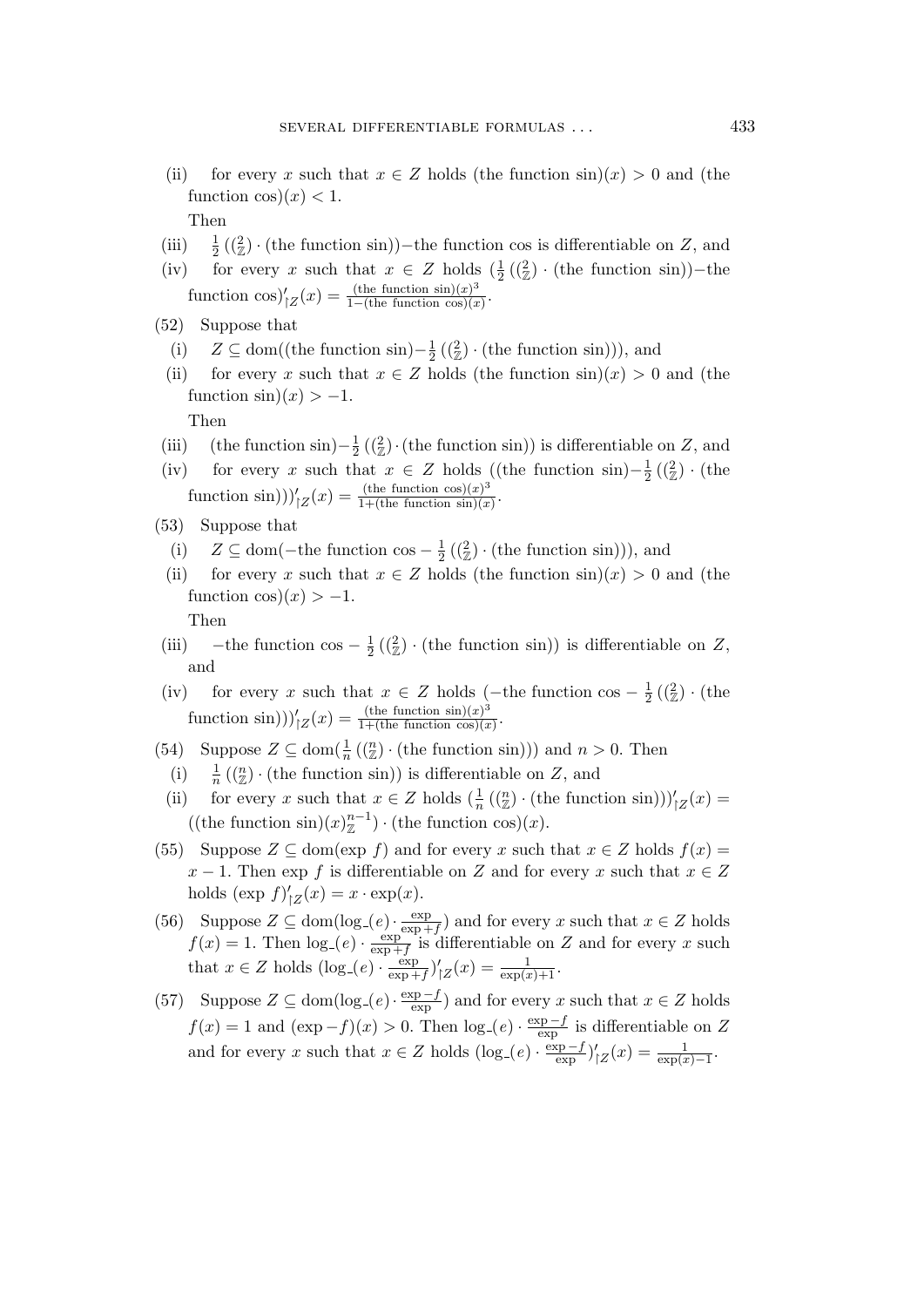(ii) for every $x$ such that $x \in Z$ holds (the function sin)$(x) > 0$ and (the function cos)$(x) < 1$.

Then

(iii) $\frac{1}{2}\left(\left(\frac{2}{\mathbb{Z}}\right) \cdot \text{(the function sin)}\right) -$the function cos is differentiable on $Z$, and

(iv) for every $x$ such that $x \in Z$ holds $\left(\frac{1}{2}\left(\left(\frac{2}{\mathbb{Z}}\right) \cdot \text{(the function sin)}\right) - \text{the function cos}\right)'_{\restriction Z}(x) = \frac{(\text{the function sin})(x)^3}{1 - (\text{the function cos})(x)}$.

(52) Suppose that

(i) $Z \subseteq \text{dom}((\text{the function sin}) - \frac{1}{2}\left(\left(\frac{2}{\mathbb{Z}}\right) \cdot \text{(the function sin)}\right))$, and

(ii) for every $x$ such that $x \in Z$ holds (the function sin)$(x) > 0$ and (the function sin)$(x) > -1$.

Then

(iii) (the function sin)$- \frac{1}{2}\left(\left(\frac{2}{\mathbb{Z}}\right) \cdot \text{(the function sin)}\right)$ is differentiable on $Z$, and

(iv) for every $x$ such that $x \in Z$ holds $((\text{the function sin}) - \frac{1}{2}\left(\left(\frac{2}{\mathbb{Z}}\right) \cdot \text{(the function sin)}\right))'_{\restriction Z}(x) = \frac{(\text{the function cos})(x)^3}{1 + (\text{the function sin})(x)}$.

(53) Suppose that

(i) $Z \subseteq \text{dom}(-\text{the function cos} - \frac{1}{2}\left(\left(\frac{2}{\mathbb{Z}}\right) \cdot \text{(the function sin)}\right))$, and

(ii) for every $x$ such that $x \in Z$ holds (the function sin)$(x) > 0$ and (the function cos)$(x) > -1$.

Then

(iii) $-$the function cos $- \frac{1}{2}\left(\left(\frac{2}{\mathbb{Z}}\right) \cdot \text{(the function sin)}\right)$ is differentiable on $Z$, and

(iv) for every $x$ such that $x \in Z$ holds $(-\text{the function cos} - \frac{1}{2}\left(\left(\frac{2}{\mathbb{Z}}\right) \cdot \text{(the function sin)}\right))'_{\restriction Z}(x) = \frac{(\text{the function sin})(x)^3}{1 + (\text{the function cos})(x)}$.

(54) Suppose $Z \subseteq \text{dom}(\frac{1}{n}\left(\left(\frac{n}{\mathbb{Z}}\right) \cdot \text{(the function sin)}\right))$ and $n > 0$. Then

(i) $\frac{1}{n}\left(\left(\frac{n}{\mathbb{Z}}\right) \cdot \text{(the function sin)}\right)$ is differentiable on $Z$, and

(ii) for every $x$ such that $x \in Z$ holds $(\frac{1}{n}\left(\left(\frac{n}{\mathbb{Z}}\right) \cdot \text{(the function sin)}\right))'_{\restriction Z}(x) = ((\text{the function sin})(x)^{n-1}_{\mathbb{Z}}) \cdot (\text{the function cos})(x)$.

(55) Suppose $Z \subseteq \text{dom}(\exp f)$ and for every $x$ such that $x \in Z$ holds $f(x) = x - 1$. Then $\exp f$ is differentiable on $Z$ and for every $x$ such that $x \in Z$ holds $(\exp f)'_{\restriction Z}(x) = x \cdot \exp(x)$.

(56) Suppose $Z \subseteq \text{dom}(\log\_(e) \cdot \frac{\exp}{\exp + f})$ and for every $x$ such that $x \in Z$ holds $f(x) = 1$. Then $\log\_(e) \cdot \frac{\exp}{\exp + f}$ is differentiable on $Z$ and for every $x$ such that $x \in Z$ holds $(\log\_(e) \cdot \frac{\exp}{\exp + f})'_{\restriction Z}(x) = \frac{1}{\exp(x) + 1}$.

(57) Suppose $Z \subseteq \text{dom}(\log\_(e) \cdot \frac{\exp - f}{\exp})$ and for every $x$ such that $x \in Z$ holds $f(x) = 1$ and $(\exp - f)(x) > 0$. Then $\log\_(e) \cdot \frac{\exp - f}{\exp}$ is differentiable on $Z$ and for every $x$ such that $x \in Z$ holds $(\log\_(e) \cdot \frac{\exp - f}{\exp})'_{\restriction Z}(x) = \frac{1}{\exp(x) - 1}$.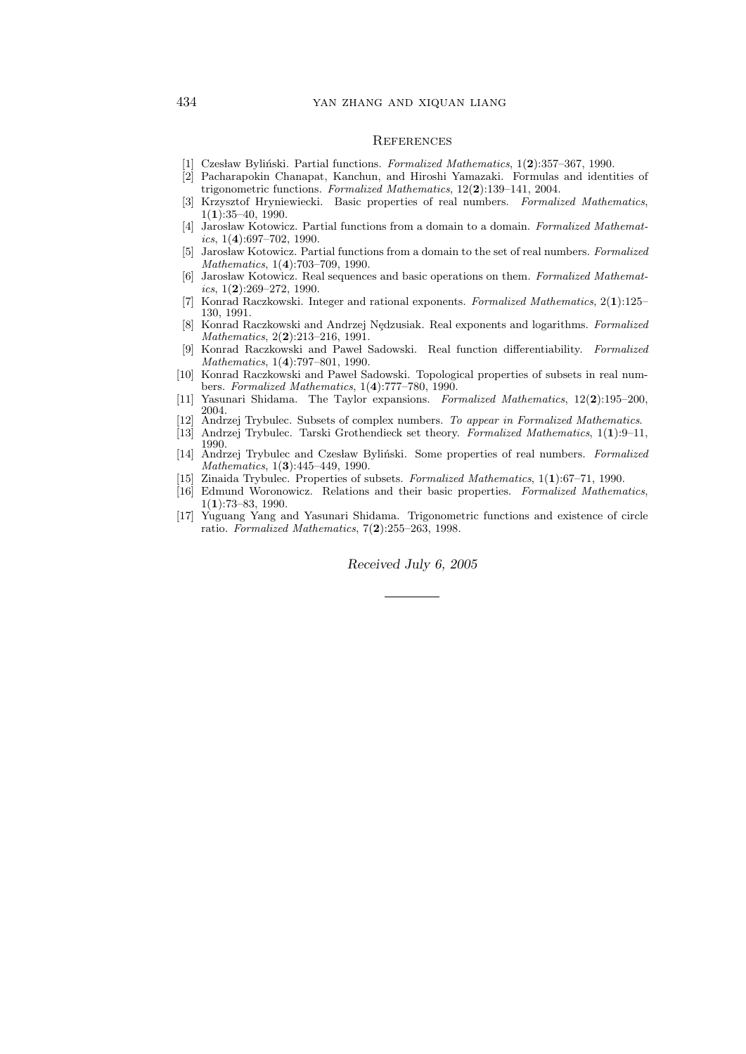## References

[1] Czesław Byliński. Partial functions. *Formalized Mathematics*, 1(**2**):357–367, 1990.

[2] Pacharapokin Chanapat, Kanchun, and Hiroshi Yamazaki. Formulas and identities of trigonometric functions. *Formalized Mathematics*, 12(**2**):139–141, 2004.

[3] Krzysztof Hryniewiecki. Basic properties of real numbers. *Formalized Mathematics*, 1(**1**):35–40, 1990.

[4] Jarosław Kotowicz. Partial functions from a domain to a domain. *Formalized Mathematics*, 1(**4**):697–702, 1990.

[5] Jarosław Kotowicz. Partial functions from a domain to the set of real numbers. *Formalized Mathematics*, 1(**4**):703–709, 1990.

[6] Jarosław Kotowicz. Real sequences and basic operations on them. *Formalized Mathematics*, 1(**2**):269–272, 1990.

[7] Konrad Raczkowski. Integer and rational exponents. *Formalized Mathematics*, 2(**1**):125–130, 1991.

[8] Konrad Raczkowski and Andrzej Nędzusiak. Real exponents and logarithms. *Formalized Mathematics*, 2(**2**):213–216, 1991.

[9] Konrad Raczkowski and Paweł Sadowski. Real function differentiability. *Formalized Mathematics*, 1(**4**):797–801, 1990.

[10] Konrad Raczkowski and Paweł Sadowski. Topological properties of subsets in real numbers. *Formalized Mathematics*, 1(**4**):777–780, 1990.

[11] Yasunari Shidama. The Taylor expansions. *Formalized Mathematics*, 12(**2**):195–200, 2004.

[12] Andrzej Trybulec. Subsets of complex numbers. *To appear in Formalized Mathematics*.

[13] Andrzej Trybulec. Tarski Grothendieck set theory. *Formalized Mathematics*, 1(**1**):9–11, 1990.

[14] Andrzej Trybulec and Czesław Byliński. Some properties of real numbers. *Formalized Mathematics*, 1(**3**):445–449, 1990.

[15] Zinaida Trybulec. Properties of subsets. *Formalized Mathematics*, 1(**1**):67–71, 1990.

[16] Edmund Woronowicz. Relations and their basic properties. *Formalized Mathematics*, 1(**1**):73–83, 1990.

[17] Yuguang Yang and Yasunari Shidama. Trigonometric functions and existence of circle ratio. *Formalized Mathematics*, 7(**2**):255–263, 1998.

*Received July 6, 2005*